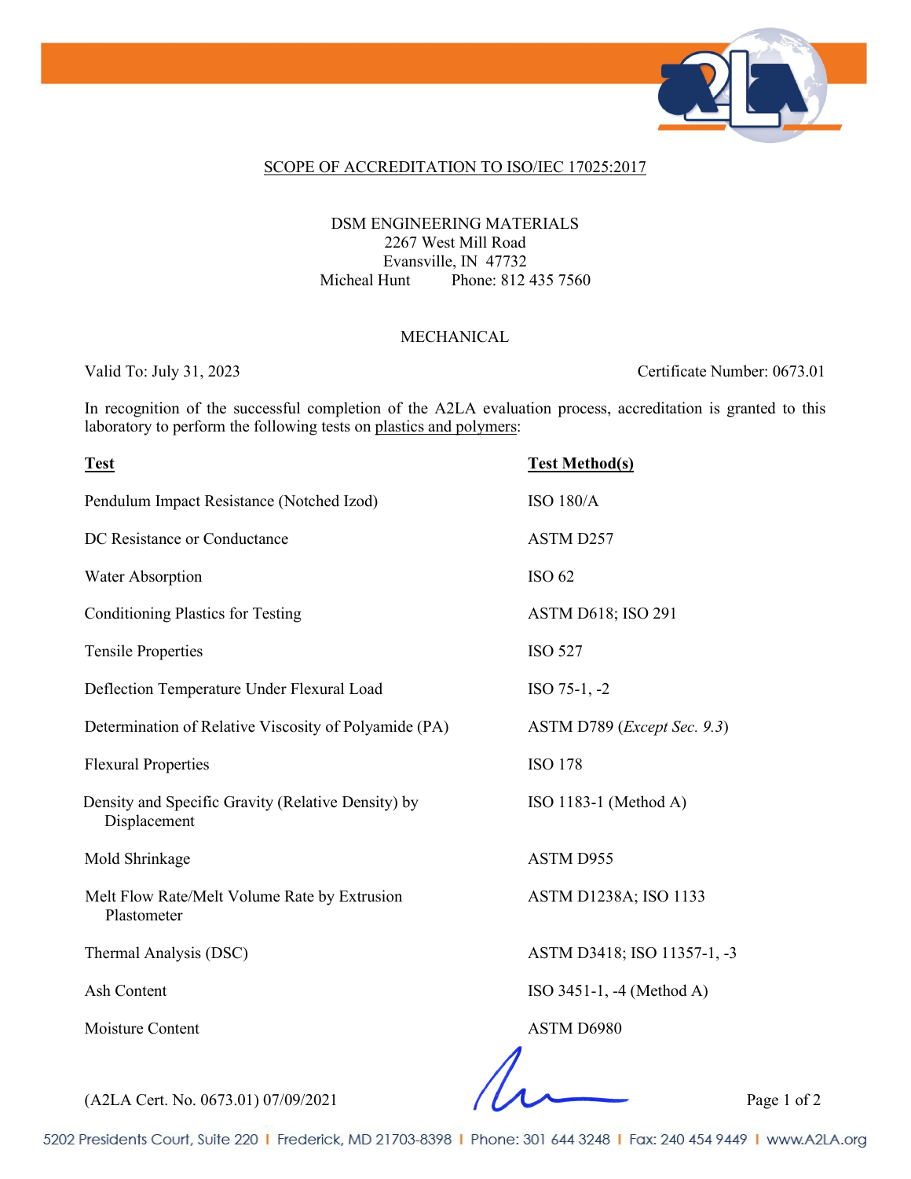SCOPE OF ACCREDITATION TO ISO/IEC 17025:2017

DSM ENGINEERING MATERIALS
2267 West Mill Road
Evansville, IN 47732
Micheal Hunt Phone: 812 435 7560

MECHANICAL

Valid To: July 31, 2023 Certificate Number: 0673.01

In recognition of the successful completion of the A2LA evaluation process, accreditation is granted to this laboratory to perform the following tests on plastics and polymers:

| Test | Test Method(s) |
|---|---|
| Pendulum Impact Resistance (Notched Izod) | ISO 180/A |
| DC Resistance or Conductance | ASTM D257 |
| Water Absorption | ISO 62 |
| Conditioning Plastics for Testing | ASTM D618; ISO 291 |
| Tensile Properties | ISO 527 |
| Deflection Temperature Under Flexural Load | ISO 75-1, -2 |
| Determination of Relative Viscosity of Polyamide (PA) | ASTM D789 (*Except Sec. 9.3*) |
| Flexural Properties | ISO 178 |
| Density and Specific Gravity (Relative Density) by Displacement | ISO 1183-1 (Method A) |
| Mold Shrinkage | ASTM D955 |
| Melt Flow Rate/Melt Volume Rate by Extrusion Plastometer | ASTM D1238A; ISO 1133 |
| Thermal Analysis (DSC) | ASTM D3418; ISO 11357-1, -3 |
| Ash Content | ISO 3451-1, -4 (Method A) |
| Moisture Content | ASTM D6980 |

(A2LA Cert. No. 0673.01) 07/09/2021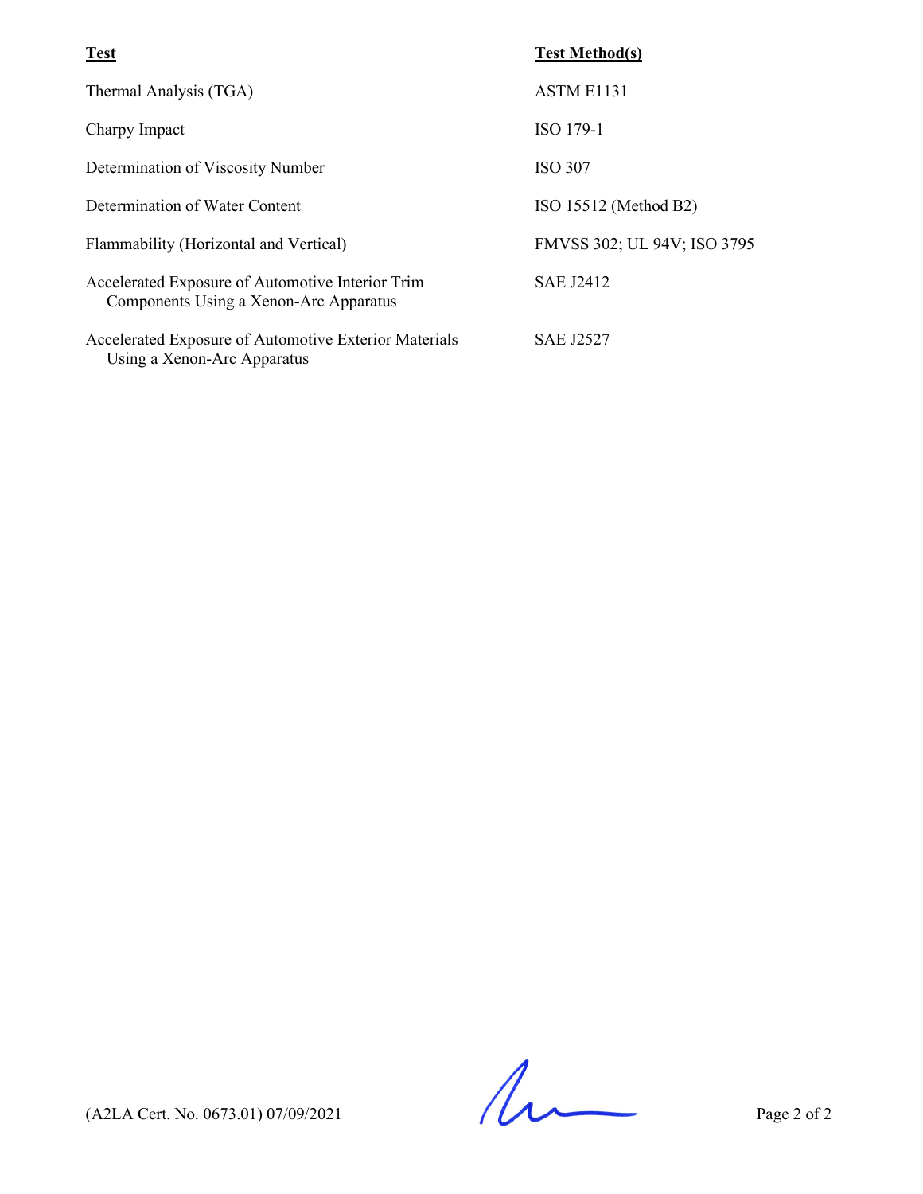| Test | Test Method(s) |
|---|---|
| Thermal Analysis (TGA) | ASTM E1131 |
| Charpy Impact | ISO 179-1 |
| Determination of Viscosity Number | ISO 307 |
| Determination of Water Content | ISO 15512 (Method B2) |
| Flammability (Horizontal and Vertical) | FMVSS 302; UL 94V; ISO 3795 |
| Accelerated Exposure of Automotive Interior Trim Components Using a Xenon-Arc Apparatus | SAE J2412 |
| Accelerated Exposure of Automotive Exterior Materials Using a Xenon-Arc Apparatus | SAE J2527 |

(A2LA Cert. No. 0673.01) 07/09/2021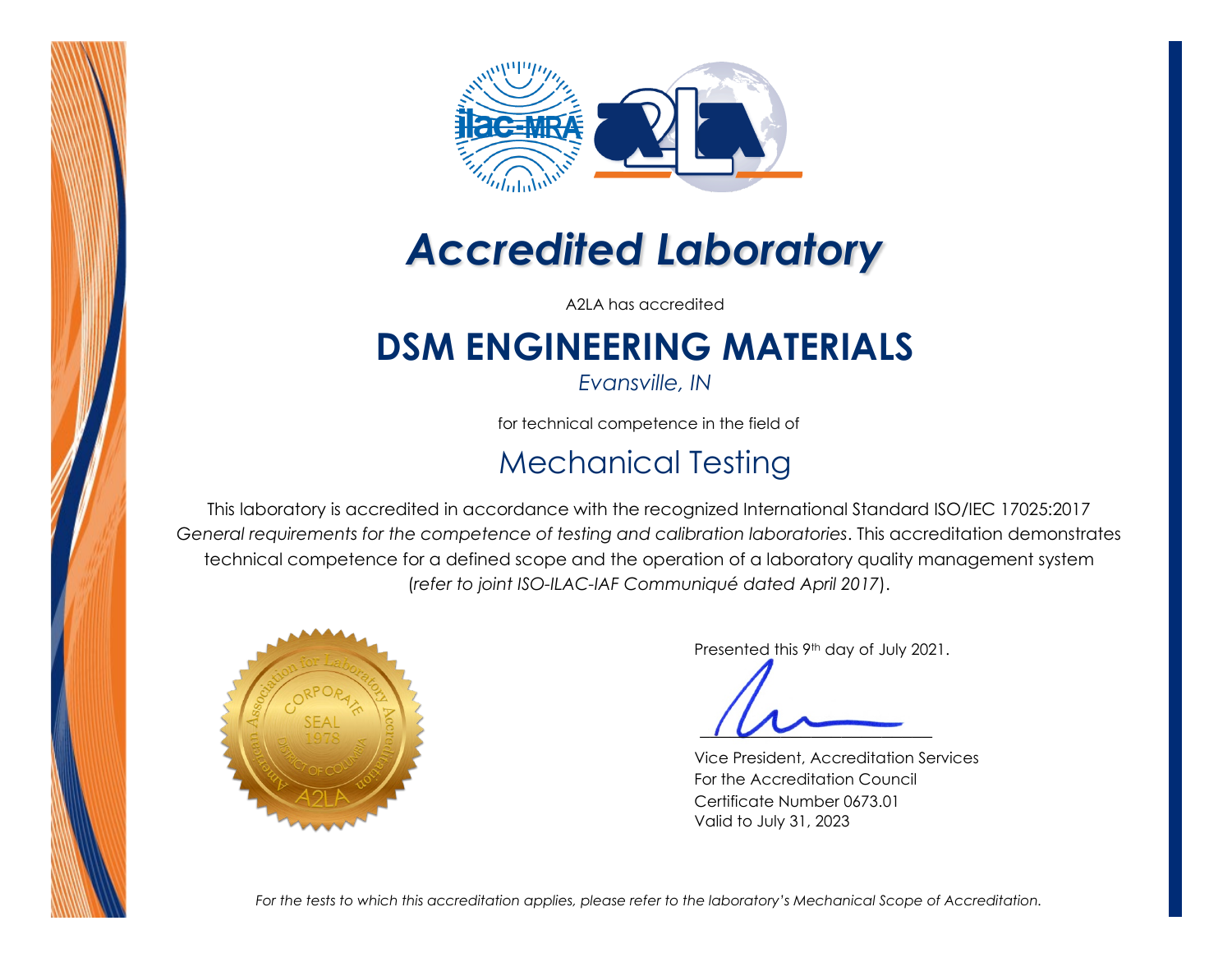# *Accredited Laboratory*

A2LA has accredited

## DSM ENGINEERING MATERIALS

*Evansville, IN*

for technical competence in the field of

## Mechanical Testing

This laboratory is accredited in accordance with the recognized International Standard ISO/IEC 17025:2017 *General requirements for the competence of testing and calibration laboratories*. This accreditation demonstrates technical competence for a defined scope and the operation of a laboratory quality management system (*refer to joint ISO-ILAC-IAF Communiqué dated April 2017*).

Presented this 9th day of July 2021.

Vice President, Accreditation Services
For the Accreditation Council
Certificate Number 0673.01
Valid to July 31, 2023

*For the tests to which this accreditation applies, please refer to the laboratory's Mechanical Scope of Accreditation.*